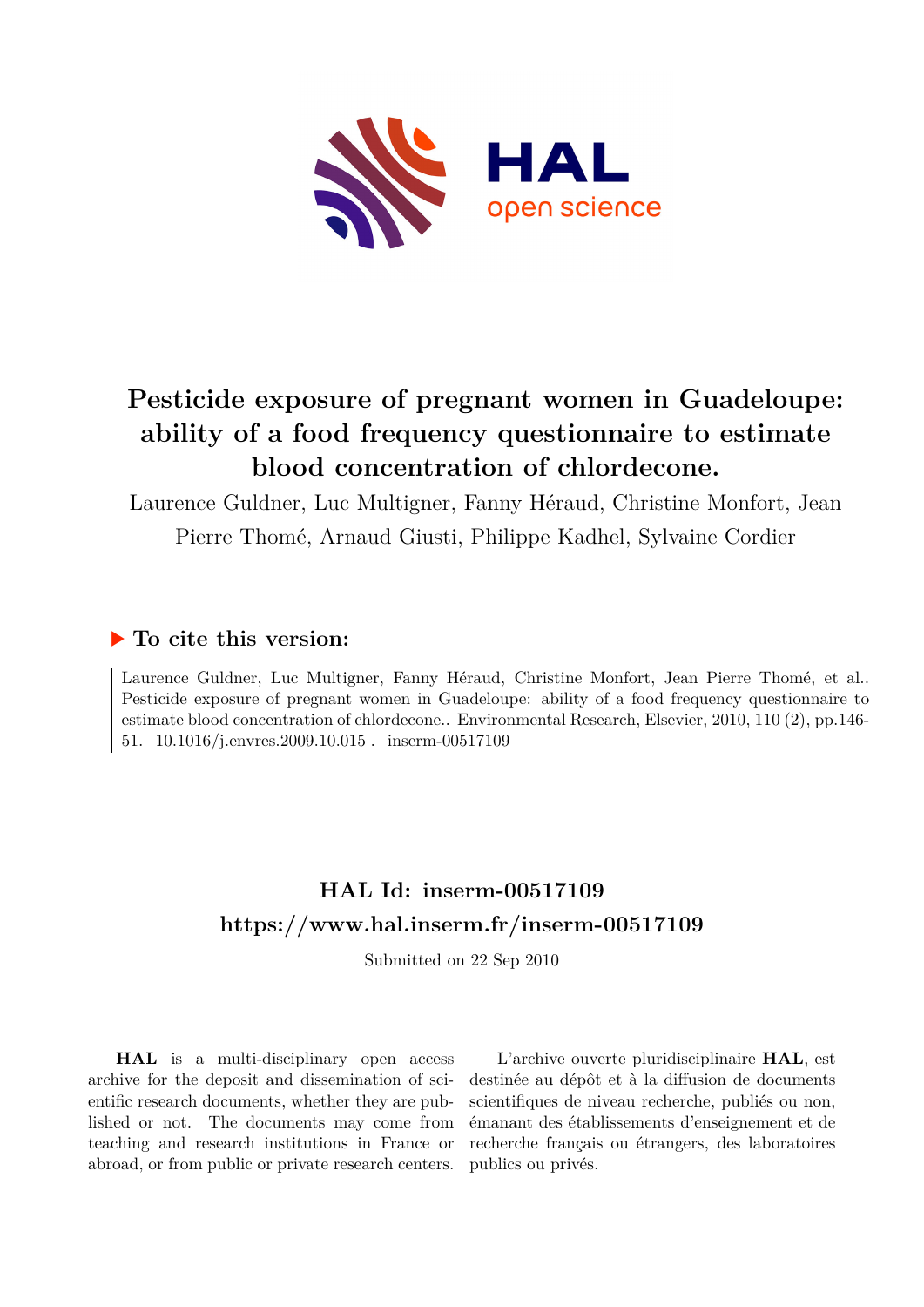# Pesticide exposure of pregnant women in Guadeloupe: ability of a food frequency questionnaire to estimate blood concentration of chlordecone.

Laurence Guldner, Luc Multigner, Fanny Héraud, Christine Monfort, Jean Pierre Thomé, Arnaud Giusti, Philippe Kadhel, Sylvaine Cordier

## ▶ To cite this version:

Laurence Guldner, Luc Multigner, Fanny Héraud, Christine Monfort, Jean Pierre Thomé, et al.. Pesticide exposure of pregnant women in Guadeloupe: ability of a food frequency questionnaire to estimate blood concentration of chlordecone.. Environmental Research, Elsevier, 2010, 110 (2), pp.146-51. 10.1016/j.envres.2009.10.015 . inserm-00517109

## HAL Id: inserm-00517109
## https://www.hal.inserm.fr/inserm-00517109

Submitted on 22 Sep 2010

**HAL** is a multi-disciplinary open access archive for the deposit and dissemination of scientific research documents, whether they are published or not. The documents may come from teaching and research institutions in France or abroad, or from public or private research centers.

L'archive ouverte pluridisciplinaire **HAL**, est destinée au dépôt et à la diffusion de documents scientifiques de niveau recherche, publiés ou non, émanant des établissements d'enseignement et de recherche français ou étrangers, des laboratoires publics ou privés.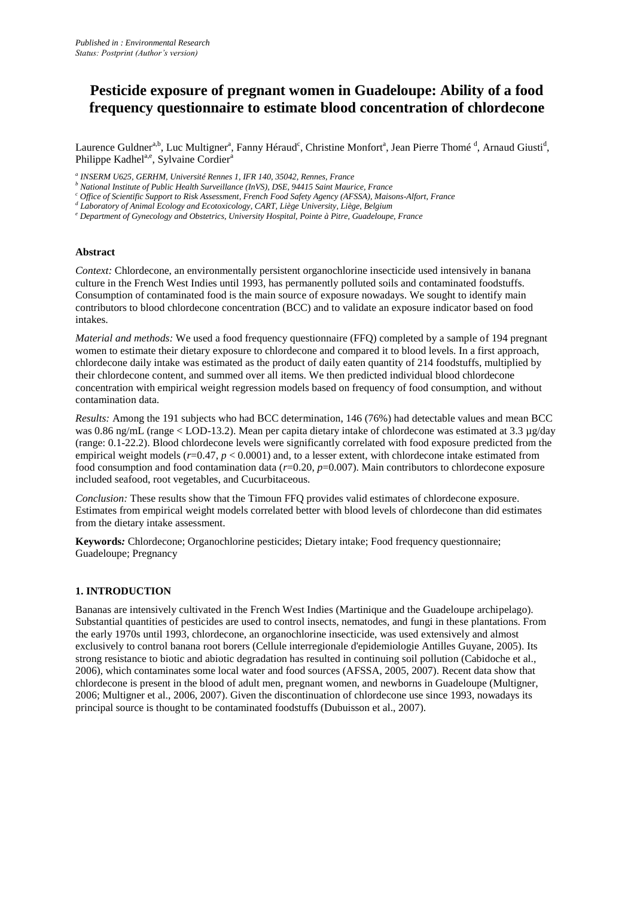*Published in : Environmental Research*
*Status: Postprint (Author's version)*

# Pesticide exposure of pregnant women in Guadeloupe: Ability of a food frequency questionnaire to estimate blood concentration of chlordecone

Laurence Guldner[a,b], Luc Multigner[a], Fanny Héraud[c], Christine Monfort[a], Jean Pierre Thomé [d], Arnaud Giusti[d], Philippe Kadhel[a,e], Sylvaine Cordier[a]

*[a] INSERM U625, GERHM, Université Rennes 1, IFR 140, 35042, Rennes, France*
*[b] National Institute of Public Health Surveillance (InVS), DSE, 94415 Saint Maurice, France*
*[c] Office of Scientific Support to Risk Assessment, French Food Safety Agency (AFSSA), Maisons-Alfort, France*
*[d] Laboratory of Animal Ecology and Ecotoxicology, CART, Liège University, Liège, Belgium*
*[e] Department of Gynecology and Obstetrics, University Hospital, Pointe à Pitre, Guadeloupe, France*

### Abstract

*Context:* Chlordecone, an environmentally persistent organochlorine insecticide used intensively in banana culture in the French West Indies until 1993, has permanently polluted soils and contaminated foodstuffs. Consumption of contaminated food is the main source of exposure nowadays. We sought to identify main contributors to blood chlordecone concentration (BCC) and to validate an exposure indicator based on food intakes.

*Material and methods:* We used a food frequency questionnaire (FFQ) completed by a sample of 194 pregnant women to estimate their dietary exposure to chlordecone and compared it to blood levels. In a first approach, chlordecone daily intake was estimated as the product of daily eaten quantity of 214 foodstuffs, multiplied by their chlordecone content, and summed over all items. We then predicted individual blood chlordecone concentration with empirical weight regression models based on frequency of food consumption, and without contamination data.

*Results:* Among the 191 subjects who had BCC determination, 146 (76%) had detectable values and mean BCC was 0.86 ng/mL (range < LOD-13.2). Mean per capita dietary intake of chlordecone was estimated at 3.3 µg/day (range: 0.1-22.2). Blood chlordecone levels were significantly correlated with food exposure predicted from the empirical weight models ($r$=0.47, $p$ < 0.0001) and, to a lesser extent, with chlordecone intake estimated from food consumption and food contamination data ($r$=0.20, $p$=0.007). Main contributors to chlordecone exposure included seafood, root vegetables, and Cucurbitaceous.

*Conclusion:* These results show that the Timoun FFQ provides valid estimates of chlordecone exposure. Estimates from empirical weight models correlated better with blood levels of chlordecone than did estimates from the dietary intake assessment.

**Keywords***:* Chlordecone; Organochlorine pesticides; Dietary intake; Food frequency questionnaire; Guadeloupe; Pregnancy

### 1. INTRODUCTION

Bananas are intensively cultivated in the French West Indies (Martinique and the Guadeloupe archipelago). Substantial quantities of pesticides are used to control insects, nematodes, and fungi in these plantations. From the early 1970s until 1993, chlordecone, an organochlorine insecticide, was used extensively and almost exclusively to control banana root borers (Cellule interregionale d'epidemiologie Antilles Guyane, 2005). Its strong resistance to biotic and abiotic degradation has resulted in continuing soil pollution (Cabidoche et al., 2006), which contaminates some local water and food sources (AFSSA, 2005, 2007). Recent data show that chlordecone is present in the blood of adult men, pregnant women, and newborns in Guadeloupe (Multigner, 2006; Multigner et al., 2006, 2007). Given the discontinuation of chlordecone use since 1993, nowadays its principal source is thought to be contaminated foodstuffs (Dubuisson et al., 2007).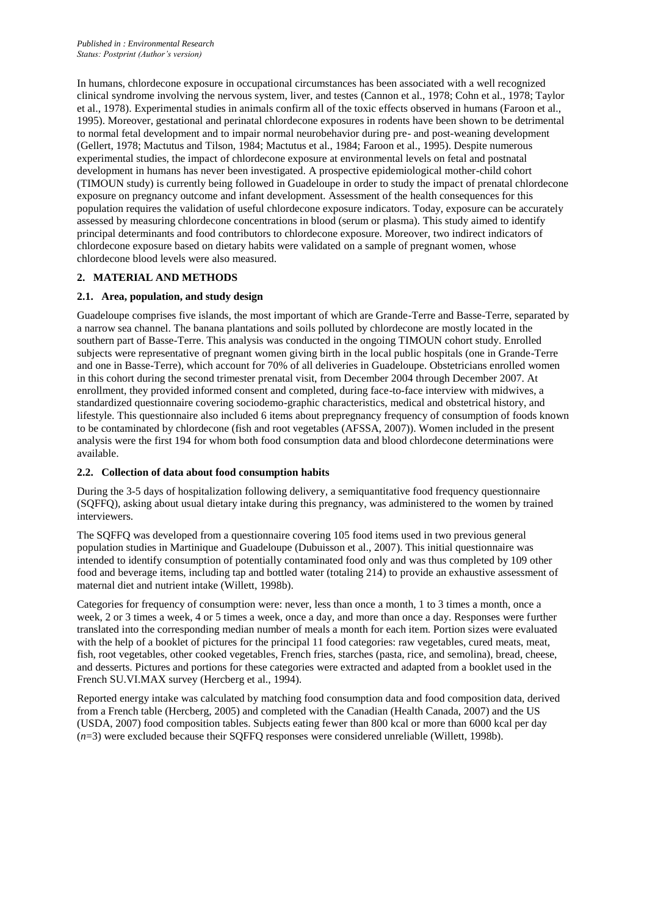In humans, chlordecone exposure in occupational circumstances has been associated with a well recognized clinical syndrome involving the nervous system, liver, and testes (Cannon et al., 1978; Cohn et al., 1978; Taylor et al., 1978). Experimental studies in animals confirm all of the toxic effects observed in humans (Faroon et al., 1995). Moreover, gestational and perinatal chlordecone exposures in rodents have been shown to be detrimental to normal fetal development and to impair normal neurobehavior during pre- and post-weaning development (Gellert, 1978; Mactutus and Tilson, 1984; Mactutus et al., 1984; Faroon et al., 1995). Despite numerous experimental studies, the impact of chlordecone exposure at environmental levels on fetal and postnatal development in humans has never been investigated. A prospective epidemiological mother-child cohort (TIMOUN study) is currently being followed in Guadeloupe in order to study the impact of prenatal chlordecone exposure on pregnancy outcome and infant development. Assessment of the health consequences for this population requires the validation of useful chlordecone exposure indicators. Today, exposure can be accurately assessed by measuring chlordecone concentrations in blood (serum or plasma). This study aimed to identify principal determinants and food contributors to chlordecone exposure. Moreover, two indirect indicators of chlordecone exposure based on dietary habits were validated on a sample of pregnant women, whose chlordecone blood levels were also measured.

## 2. MATERIAL AND METHODS

### 2.1. Area, population, and study design

Guadeloupe comprises five islands, the most important of which are Grande-Terre and Basse-Terre, separated by a narrow sea channel. The banana plantations and soils polluted by chlordecone are mostly located in the southern part of Basse-Terre. This analysis was conducted in the ongoing TIMOUN cohort study. Enrolled subjects were representative of pregnant women giving birth in the local public hospitals (one in Grande-Terre and one in Basse-Terre), which account for 70% of all deliveries in Guadeloupe. Obstetricians enrolled women in this cohort during the second trimester prenatal visit, from December 2004 through December 2007. At enrollment, they provided informed consent and completed, during face-to-face interview with midwives, a standardized questionnaire covering sociodemo-graphic characteristics, medical and obstetrical history, and lifestyle. This questionnaire also included 6 items about prepregnancy frequency of consumption of foods known to be contaminated by chlordecone (fish and root vegetables (AFSSA, 2007)). Women included in the present analysis were the first 194 for whom both food consumption data and blood chlordecone determinations were available.

### 2.2. Collection of data about food consumption habits

During the 3-5 days of hospitalization following delivery, a semiquantitative food frequency questionnaire (SQFFQ), asking about usual dietary intake during this pregnancy, was administered to the women by trained interviewers.

The SQFFQ was developed from a questionnaire covering 105 food items used in two previous general population studies in Martinique and Guadeloupe (Dubuisson et al., 2007). This initial questionnaire was intended to identify consumption of potentially contaminated food only and was thus completed by 109 other food and beverage items, including tap and bottled water (totaling 214) to provide an exhaustive assessment of maternal diet and nutrient intake (Willett, 1998b).

Categories for frequency of consumption were: never, less than once a month, 1 to 3 times a month, once a week, 2 or 3 times a week, 4 or 5 times a week, once a day, and more than once a day. Responses were further translated into the corresponding median number of meals a month for each item. Portion sizes were evaluated with the help of a booklet of pictures for the principal 11 food categories: raw vegetables, cured meats, meat, fish, root vegetables, other cooked vegetables, French fries, starches (pasta, rice, and semolina), bread, cheese, and desserts. Pictures and portions for these categories were extracted and adapted from a booklet used in the French SU.VI.MAX survey (Hercberg et al., 1994).

Reported energy intake was calculated by matching food consumption data and food composition data, derived from a French table (Hercberg, 2005) and completed with the Canadian (Health Canada, 2007) and the US (USDA, 2007) food composition tables. Subjects eating fewer than 800 kcal or more than 6000 kcal per day ($n$=3) were excluded because their SQFFQ responses were considered unreliable (Willett, 1998b).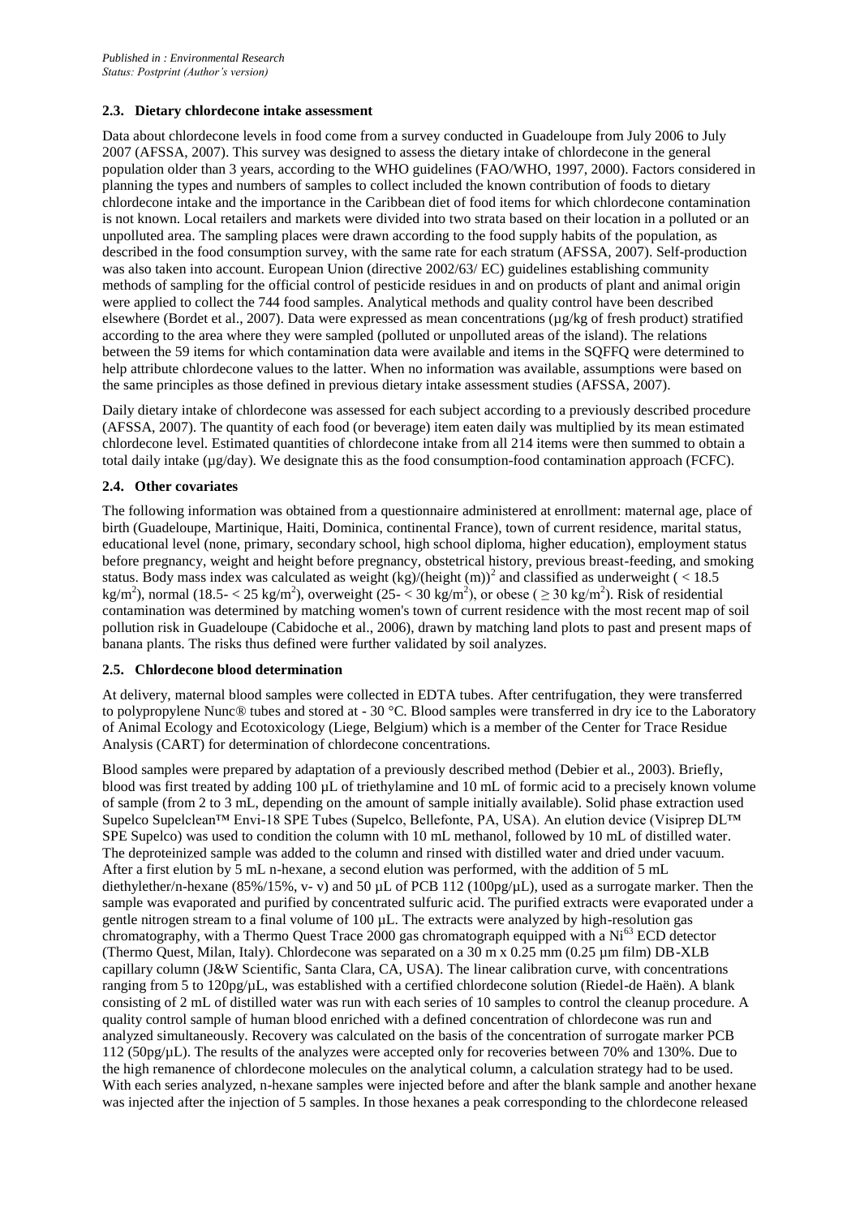### 2.3. Dietary chlordecone intake assessment

Data about chlordecone levels in food come from a survey conducted in Guadeloupe from July 2006 to July 2007 (AFSSA, 2007). This survey was designed to assess the dietary intake of chlordecone in the general population older than 3 years, according to the WHO guidelines (FAO/WHO, 1997, 2000). Factors considered in planning the types and numbers of samples to collect included the known contribution of foods to dietary chlordecone intake and the importance in the Caribbean diet of food items for which chlordecone contamination is not known. Local retailers and markets were divided into two strata based on their location in a polluted or an unpolluted area. The sampling places were drawn according to the food supply habits of the population, as described in the food consumption survey, with the same rate for each stratum (AFSSA, 2007). Self-production was also taken into account. European Union (directive 2002/63/ EC) guidelines establishing community methods of sampling for the official control of pesticide residues in and on products of plant and animal origin were applied to collect the 744 food samples. Analytical methods and quality control have been described elsewhere (Bordet et al., 2007). Data were expressed as mean concentrations (µg/kg of fresh product) stratified according to the area where they were sampled (polluted or unpolluted areas of the island). The relations between the 59 items for which contamination data were available and items in the SQFFQ were determined to help attribute chlordecone values to the latter. When no information was available, assumptions were based on the same principles as those defined in previous dietary intake assessment studies (AFSSA, 2007).

Daily dietary intake of chlordecone was assessed for each subject according to a previously described procedure (AFSSA, 2007). The quantity of each food (or beverage) item eaten daily was multiplied by its mean estimated chlordecone level. Estimated quantities of chlordecone intake from all 214 items were then summed to obtain a total daily intake (µg/day). We designate this as the food consumption-food contamination approach (FCFC).

### 2.4. Other covariates

The following information was obtained from a questionnaire administered at enrollment: maternal age, place of birth (Guadeloupe, Martinique, Haiti, Dominica, continental France), town of current residence, marital status, educational level (none, primary, secondary school, high school diploma, higher education), employment status before pregnancy, weight and height before pregnancy, obstetrical history, previous breast-feeding, and smoking status. Body mass index was calculated as weight (kg)/(height (m))$^2$ and classified as underweight ( < 18.5 kg/m$^2$), normal (18.5- < 25 kg/m$^2$), overweight (25- < 30 kg/m$^2$), or obese ( ≥ 30 kg/m$^2$). Risk of residential contamination was determined by matching women's town of current residence with the most recent map of soil pollution risk in Guadeloupe (Cabidoche et al., 2006), drawn by matching land plots to past and present maps of banana plants. The risks thus defined were further validated by soil analyzes.

### 2.5. Chlordecone blood determination

At delivery, maternal blood samples were collected in EDTA tubes. After centrifugation, they were transferred to polypropylene Nunc® tubes and stored at - 30 °C. Blood samples were transferred in dry ice to the Laboratory of Animal Ecology and Ecotoxicology (Liege, Belgium) which is a member of the Center for Trace Residue Analysis (CART) for determination of chlordecone concentrations.

Blood samples were prepared by adaptation of a previously described method (Debier et al., 2003). Briefly, blood was first treated by adding 100 µL of triethylamine and 10 mL of formic acid to a precisely known volume of sample (from 2 to 3 mL, depending on the amount of sample initially available). Solid phase extraction used Supelco Supelclean™ Envi-18 SPE Tubes (Supelco, Bellefonte, PA, USA). An elution device (Visiprep DL™ SPE Supelco) was used to condition the column with 10 mL methanol, followed by 10 mL of distilled water. The deproteinized sample was added to the column and rinsed with distilled water and dried under vacuum. After a first elution by 5 mL n-hexane, a second elution was performed, with the addition of 5 mL diethylether/n-hexane (85%/15%, v- v) and 50 µL of PCB 112 (100pg/µL), used as a surrogate marker. Then the sample was evaporated and purified by concentrated sulfuric acid. The purified extracts were evaporated under a gentle nitrogen stream to a final volume of 100 µL. The extracts were analyzed by high-resolution gas chromatography, with a Thermo Quest Trace 2000 gas chromatograph equipped with a $Ni^{63}$ ECD detector (Thermo Quest, Milan, Italy). Chlordecone was separated on a 30 m x 0.25 mm (0.25 µm film) DB-XLB capillary column (J&W Scientific, Santa Clara, CA, USA). The linear calibration curve, with concentrations ranging from 5 to 120pg/µL, was established with a certified chlordecone solution (Riedel-de Haën). A blank consisting of 2 mL of distilled water was run with each series of 10 samples to control the cleanup procedure. A quality control sample of human blood enriched with a defined concentration of chlordecone was run and analyzed simultaneously. Recovery was calculated on the basis of the concentration of surrogate marker PCB 112 (50pg/µL). The results of the analyzes were accepted only for recoveries between 70% and 130%. Due to the high remanence of chlordecone molecules on the analytical column, a calculation strategy had to be used. With each series analyzed, n-hexane samples were injected before and after the blank sample and another hexane was injected after the injection of 5 samples. In those hexanes a peak corresponding to the chlordecone released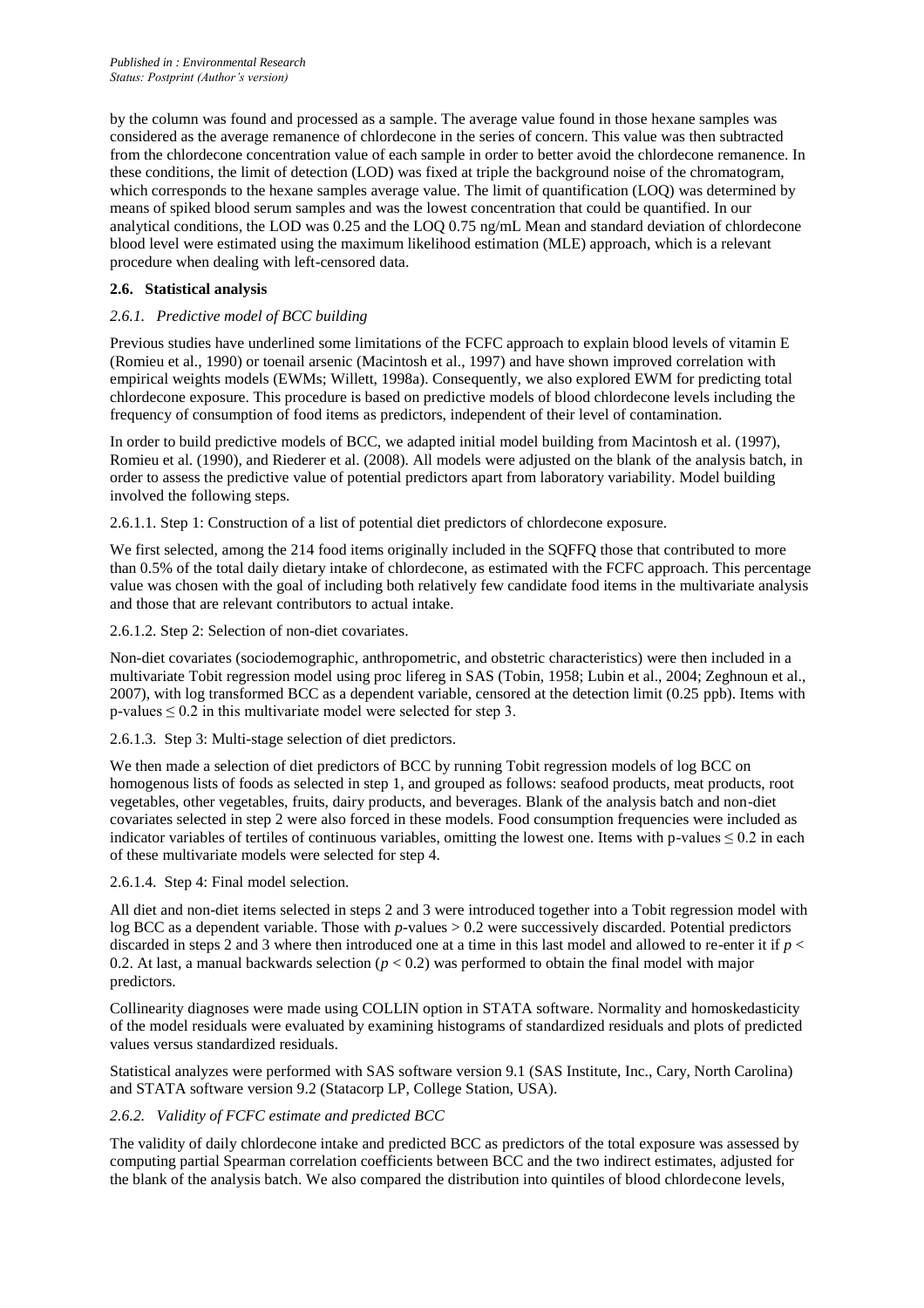by the column was found and processed as a sample. The average value found in those hexane samples was considered as the average remanence of chlordecone in the series of concern. This value was then subtracted from the chlordecone concentration value of each sample in order to better avoid the chlordecone remanence. In these conditions, the limit of detection (LOD) was fixed at triple the background noise of the chromatogram, which corresponds to the hexane samples average value. The limit of quantification (LOQ) was determined by means of spiked blood serum samples and was the lowest concentration that could be quantified. In our analytical conditions, the LOD was 0.25 and the LOQ 0.75 ng/mL Mean and standard deviation of chlordecone blood level were estimated using the maximum likelihood estimation (MLE) approach, which is a relevant procedure when dealing with left-censored data.

### 2.6. Statistical analysis

#### *2.6.1. Predictive model of BCC building*

Previous studies have underlined some limitations of the FCFC approach to explain blood levels of vitamin E (Romieu et al., 1990) or toenail arsenic (Macintosh et al., 1997) and have shown improved correlation with empirical weights models (EWMs; Willett, 1998a). Consequently, we also explored EWM for predicting total chlordecone exposure. This procedure is based on predictive models of blood chlordecone levels including the frequency of consumption of food items as predictors, independent of their level of contamination.

In order to build predictive models of BCC, we adapted initial model building from Macintosh et al. (1997), Romieu et al. (1990), and Riederer et al. (2008). All models were adjusted on the blank of the analysis batch, in order to assess the predictive value of potential predictors apart from laboratory variability. Model building involved the following steps.

2.6.1.1. Step 1: Construction of a list of potential diet predictors of chlordecone exposure.

We first selected, among the 214 food items originally included in the SQFFQ those that contributed to more than 0.5% of the total daily dietary intake of chlordecone, as estimated with the FCFC approach. This percentage value was chosen with the goal of including both relatively few candidate food items in the multivariate analysis and those that are relevant contributors to actual intake.

2.6.1.2. Step 2: Selection of non-diet covariates.

Non-diet covariates (sociodemographic, anthropometric, and obstetric characteristics) were then included in a multivariate Tobit regression model using proc lifereg in SAS (Tobin, 1958; Lubin et al., 2004; Zeghnoun et al., 2007), with log transformed BCC as a dependent variable, censored at the detection limit (0.25 ppb). Items with p-values $\leq 0.2$ in this multivariate model were selected for step 3.

2.6.1.3. Step 3: Multi-stage selection of diet predictors.

We then made a selection of diet predictors of BCC by running Tobit regression models of log BCC on homogenous lists of foods as selected in step 1, and grouped as follows: seafood products, meat products, root vegetables, other vegetables, fruits, dairy products, and beverages. Blank of the analysis batch and non-diet covariates selected in step 2 were also forced in these models. Food consumption frequencies were included as indicator variables of tertiles of continuous variables, omitting the lowest one. Items with p-values $\leq 0.2$ in each of these multivariate models were selected for step 4.

2.6.1.4. Step 4: Final model selection.

All diet and non-diet items selected in steps 2 and 3 were introduced together into a Tobit regression model with log BCC as a dependent variable. Those with *p*-values $> 0.2$ were successively discarded. Potential predictors discarded in steps 2 and 3 where then introduced one at a time in this last model and allowed to re-enter it if $p < 0.2$. At last, a manual backwards selection ($p < 0.2$) was performed to obtain the final model with major predictors.

Collinearity diagnoses were made using COLLIN option in STATA software. Normality and homoskedasticity of the model residuals were evaluated by examining histograms of standardized residuals and plots of predicted values versus standardized residuals.

Statistical analyzes were performed with SAS software version 9.1 (SAS Institute, Inc., Cary, North Carolina) and STATA software version 9.2 (Statacorp LP, College Station, USA).

#### *2.6.2. Validity of FCFC estimate and predicted BCC*

The validity of daily chlordecone intake and predicted BCC as predictors of the total exposure was assessed by computing partial Spearman correlation coefficients between BCC and the two indirect estimates, adjusted for the blank of the analysis batch. We also compared the distribution into quintiles of blood chlordecone levels,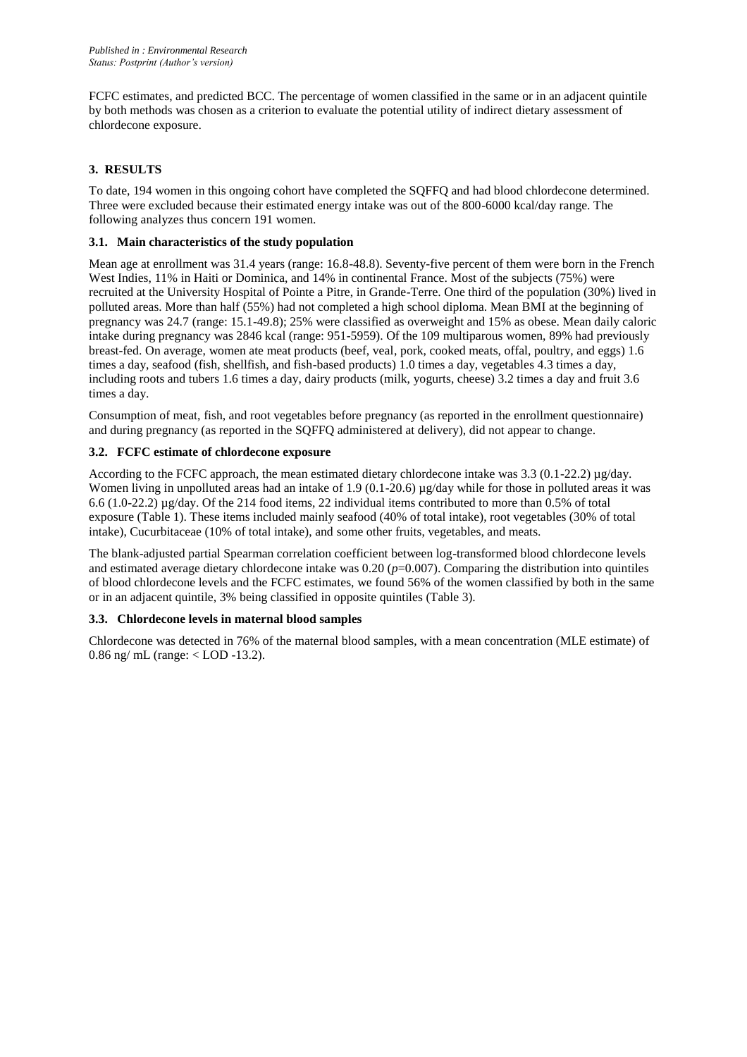FCFC estimates, and predicted BCC. The percentage of women classified in the same or in an adjacent quintile by both methods was chosen as a criterion to evaluate the potential utility of indirect dietary assessment of chlordecone exposure.

## 3. RESULTS

To date, 194 women in this ongoing cohort have completed the SQFFQ and had blood chlordecone determined. Three were excluded because their estimated energy intake was out of the 800-6000 kcal/day range. The following analyzes thus concern 191 women.

### 3.1. Main characteristics of the study population

Mean age at enrollment was 31.4 years (range: 16.8-48.8). Seventy-five percent of them were born in the French West Indies, 11% in Haiti or Dominica, and 14% in continental France. Most of the subjects (75%) were recruited at the University Hospital of Pointe a Pitre, in Grande-Terre. One third of the population (30%) lived in polluted areas. More than half (55%) had not completed a high school diploma. Mean BMI at the beginning of pregnancy was 24.7 (range: 15.1-49.8); 25% were classified as overweight and 15% as obese. Mean daily caloric intake during pregnancy was 2846 kcal (range: 951-5959). Of the 109 multiparous women, 89% had previously breast-fed. On average, women ate meat products (beef, veal, pork, cooked meats, offal, poultry, and eggs) 1.6 times a day, seafood (fish, shellfish, and fish-based products) 1.0 times a day, vegetables 4.3 times a day, including roots and tubers 1.6 times a day, dairy products (milk, yogurts, cheese) 3.2 times a day and fruit 3.6 times a day.

Consumption of meat, fish, and root vegetables before pregnancy (as reported in the enrollment questionnaire) and during pregnancy (as reported in the SQFFQ administered at delivery), did not appear to change.

### 3.2. FCFC estimate of chlordecone exposure

According to the FCFC approach, the mean estimated dietary chlordecone intake was 3.3 (0.1-22.2) µg/day. Women living in unpolluted areas had an intake of 1.9 (0.1-20.6) µg/day while for those in polluted areas it was 6.6 (1.0-22.2) µg/day. Of the 214 food items, 22 individual items contributed to more than 0.5% of total exposure (Table 1). These items included mainly seafood (40% of total intake), root vegetables (30% of total intake), Cucurbitaceae (10% of total intake), and some other fruits, vegetables, and meats.

The blank-adjusted partial Spearman correlation coefficient between log-transformed blood chlordecone levels and estimated average dietary chlordecone intake was 0.20 ($p$=0.007). Comparing the distribution into quintiles of blood chlordecone levels and the FCFC estimates, we found 56% of the women classified by both in the same or in an adjacent quintile, 3% being classified in opposite quintiles (Table 3).

### 3.3. Chlordecone levels in maternal blood samples

Chlordecone was detected in 76% of the maternal blood samples, with a mean concentration (MLE estimate) of 0.86 ng/ mL (range: < LOD -13.2).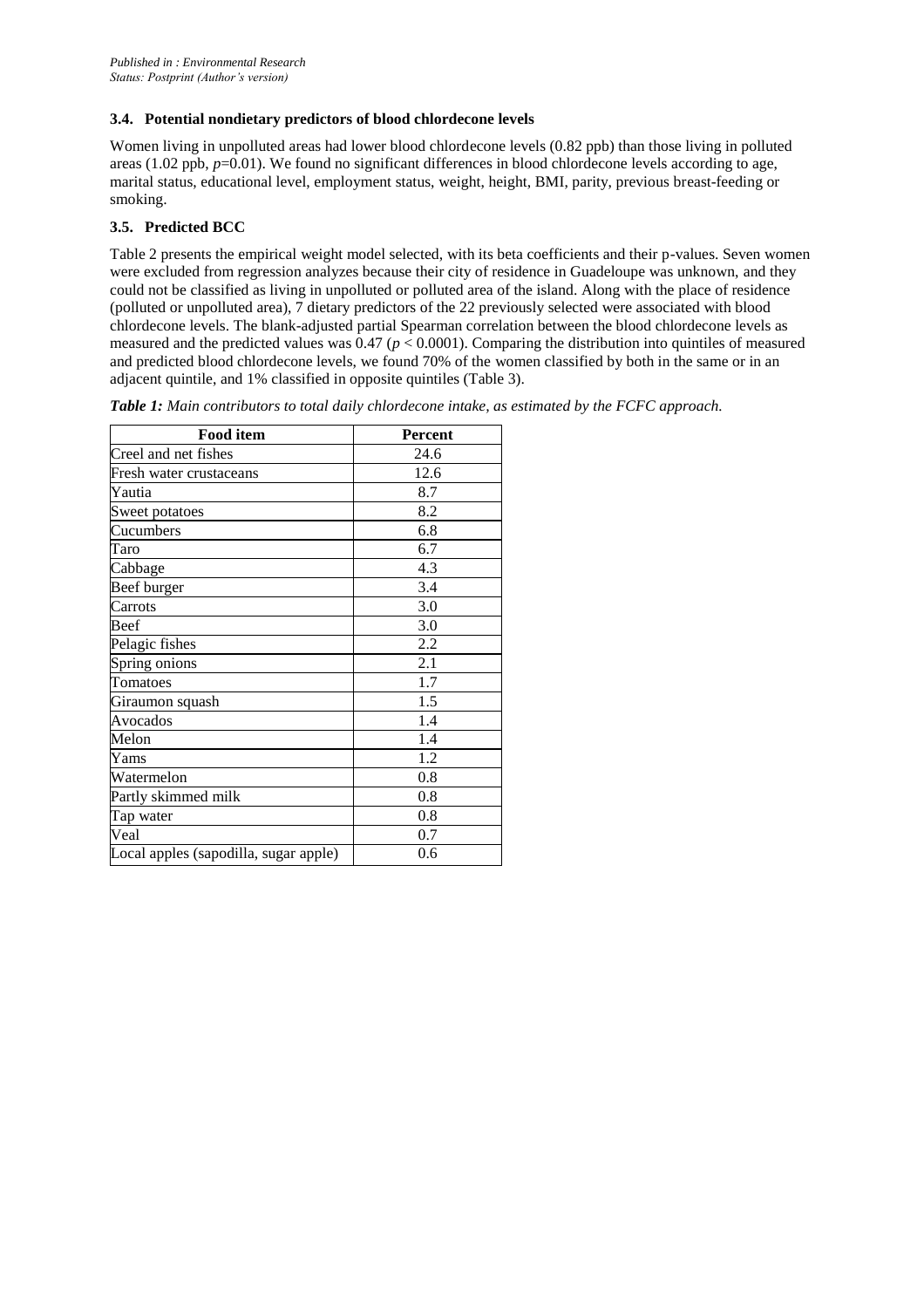### 3.4. Potential nondietary predictors of blood chlordecone levels

Women living in unpolluted areas had lower blood chlordecone levels (0.82 ppb) than those living in polluted areas (1.02 ppb, $p$=0.01). We found no significant differences in blood chlordecone levels according to age, marital status, educational level, employment status, weight, height, BMI, parity, previous breast-feeding or smoking.

### 3.5. Predicted BCC

Table 2 presents the empirical weight model selected, with its beta coefficients and their p-values. Seven women were excluded from regression analyzes because their city of residence in Guadeloupe was unknown, and they could not be classified as living in unpolluted or polluted area of the island. Along with the place of residence (polluted or unpolluted area), 7 dietary predictors of the 22 previously selected were associated with blood chlordecone levels. The blank-adjusted partial Spearman correlation between the blood chlordecone levels as measured and the predicted values was 0.47 ($p < 0.0001$). Comparing the distribution into quintiles of measured and predicted blood chlordecone levels, we found 70% of the women classified by both in the same or in an adjacent quintile, and 1% classified in opposite quintiles (Table 3).

***Table 1:** Main contributors to total daily chlordecone intake, as estimated by the FCFC approach.*

| Food item | Percent |
|---|---|
| Creel and net fishes | 24.6 |
| Fresh water crustaceans | 12.6 |
| Yautia | 8.7 |
| Sweet potatoes | 8.2 |
| Cucumbers | 6.8 |
| Taro | 6.7 |
| Cabbage | 4.3 |
| Beef burger | 3.4 |
| Carrots | 3.0 |
| Beef | 3.0 |
| Pelagic fishes | 2.2 |
| Spring onions | 2.1 |
| Tomatoes | 1.7 |
| Giraumon squash | 1.5 |
| Avocados | 1.4 |
| Melon | 1.4 |
| Yams | 1.2 |
| Watermelon | 0.8 |
| Partly skimmed milk | 0.8 |
| Tap water | 0.8 |
| Veal | 0.7 |
| Local apples (sapodilla, sugar apple) | 0.6 |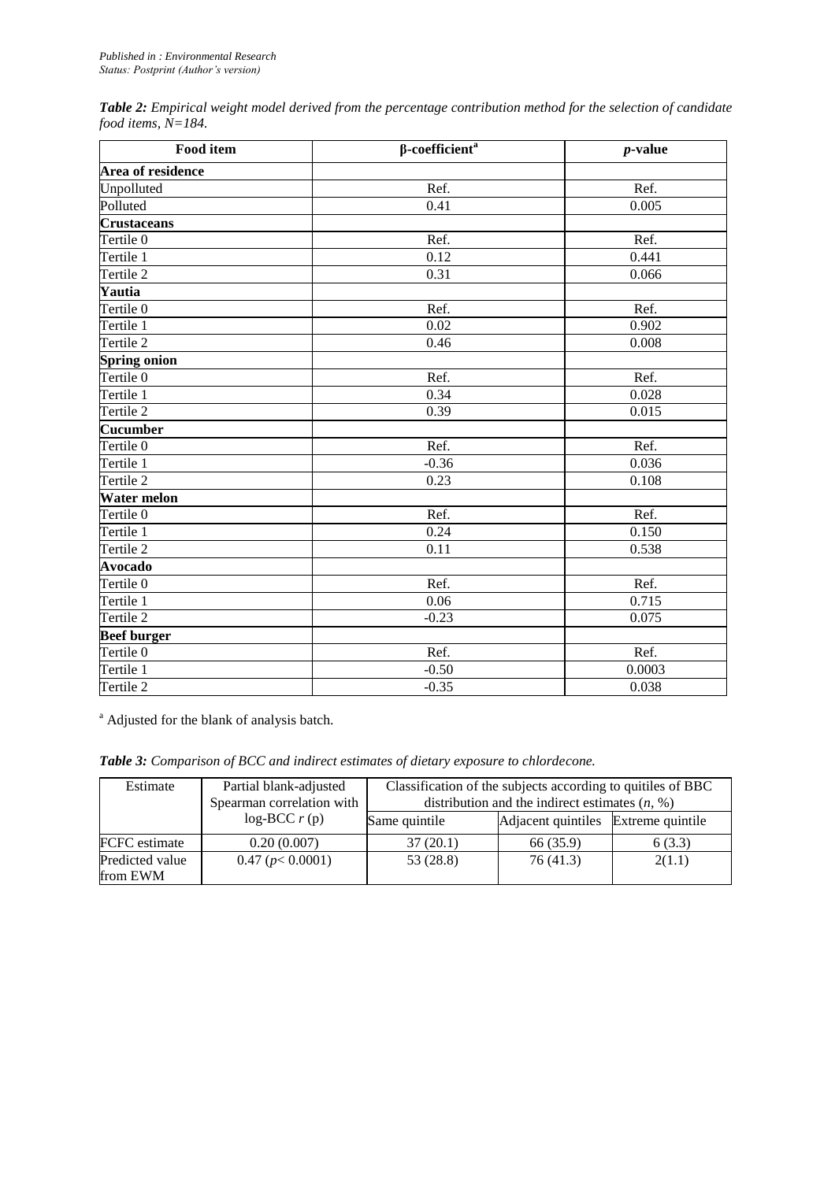*Table 2: Empirical weight model derived from the percentage contribution method for the selection of candidate food items, N=184.*

| Food item | β-coefficient[a] | *p*-value |
|---|---|---|
| **Area of residence** | | |
| Unpolluted | Ref. | Ref. |
| Polluted | 0.41 | 0.005 |
| **Crustaceans** | | |
| Tertile 0 | Ref. | Ref. |
| Tertile 1 | 0.12 | 0.441 |
| Tertile 2 | 0.31 | 0.066 |
| **Yautia** | | |
| Tertile 0 | Ref. | Ref. |
| Tertile 1 | 0.02 | 0.902 |
| Tertile 2 | 0.46 | 0.008 |
| **Spring onion** | | |
| Tertile 0 | Ref. | Ref. |
| Tertile 1 | 0.34 | 0.028 |
| Tertile 2 | 0.39 | 0.015 |
| **Cucumber** | | |
| Tertile 0 | Ref. | Ref. |
| Tertile 1 | -0.36 | 0.036 |
| Tertile 2 | 0.23 | 0.108 |
| **Water melon** | | |
| Tertile 0 | Ref. | Ref. |
| Tertile 1 | 0.24 | 0.150 |
| Tertile 2 | 0.11 | 0.538 |
| **Avocado** | | |
| Tertile 0 | Ref. | Ref. |
| Tertile 1 | 0.06 | 0.715 |
| Tertile 2 | -0.23 | 0.075 |
| **Beef burger** | | |
| Tertile 0 | Ref. | Ref. |
| Tertile 1 | -0.50 | 0.0003 |
| Tertile 2 | -0.35 | 0.038 |

[a] Adjusted for the blank of analysis batch.

*Table 3: Comparison of BCC and indirect estimates of dietary exposure to chlordecone.*

| Estimate | Partial blank-adjusted Spearman correlation with log-BCC *r* (p) | Classification of the subjects according to quitiles of BBC distribution and the indirect estimates (*n*, %) | | |
|---|---|---|---|---|
| | | Same quintile | Adjacent quintiles | Extreme quintile |
| FCFC estimate | 0.20 (0.007) | 37 (20.1) | 66 (35.9) | 6 (3.3) |
| Predicted value from EWM | 0.47 ($p$< 0.0001) | 53 (28.8) | 76 (41.3) | 2(1.1) |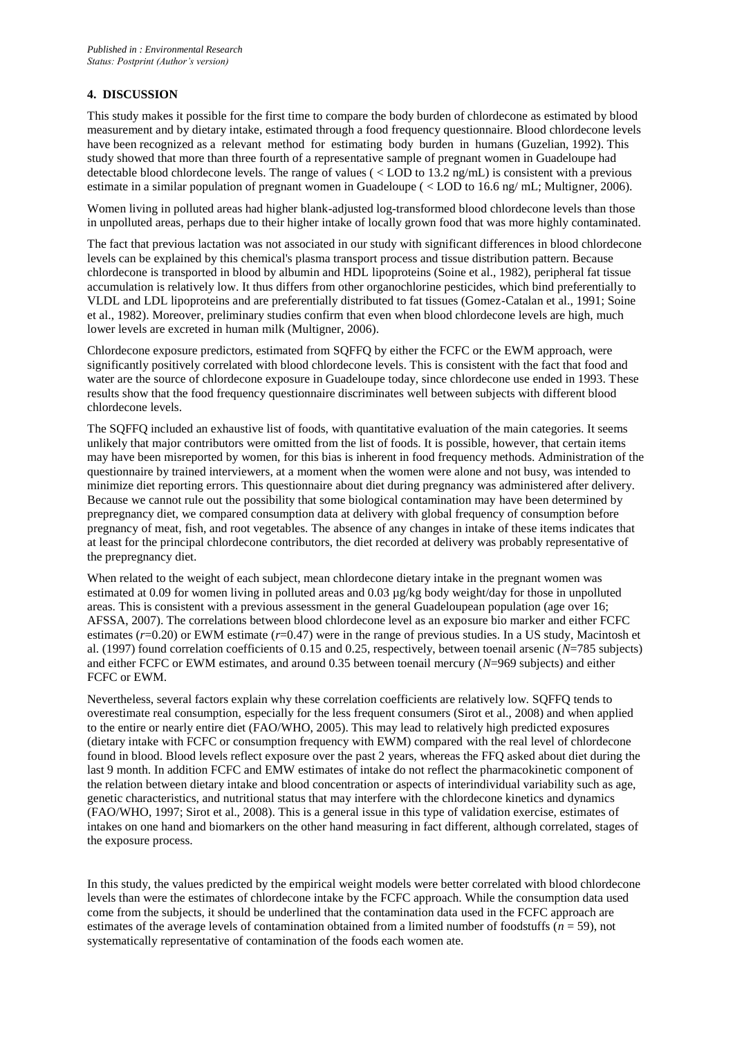## 4. DISCUSSION

This study makes it possible for the first time to compare the body burden of chlordecone as estimated by blood measurement and by dietary intake, estimated through a food frequency questionnaire. Blood chlordecone levels have been recognized as a relevant method for estimating body burden in humans (Guzelian, 1992). This study showed that more than three fourth of a representative sample of pregnant women in Guadeloupe had detectable blood chlordecone levels. The range of values ( < LOD to 13.2 ng/mL) is consistent with a previous estimate in a similar population of pregnant women in Guadeloupe ( < LOD to 16.6 ng/ mL; Multigner, 2006).

Women living in polluted areas had higher blank-adjusted log-transformed blood chlordecone levels than those in unpolluted areas, perhaps due to their higher intake of locally grown food that was more highly contaminated.

The fact that previous lactation was not associated in our study with significant differences in blood chlordecone levels can be explained by this chemical's plasma transport process and tissue distribution pattern. Because chlordecone is transported in blood by albumin and HDL lipoproteins (Soine et al., 1982), peripheral fat tissue accumulation is relatively low. It thus differs from other organochlorine pesticides, which bind preferentially to VLDL and LDL lipoproteins and are preferentially distributed to fat tissues (Gomez-Catalan et al., 1991; Soine et al., 1982). Moreover, preliminary studies confirm that even when blood chlordecone levels are high, much lower levels are excreted in human milk (Multigner, 2006).

Chlordecone exposure predictors, estimated from SQFFQ by either the FCFC or the EWM approach, were significantly positively correlated with blood chlordecone levels. This is consistent with the fact that food and water are the source of chlordecone exposure in Guadeloupe today, since chlordecone use ended in 1993. These results show that the food frequency questionnaire discriminates well between subjects with different blood chlordecone levels.

The SQFFQ included an exhaustive list of foods, with quantitative evaluation of the main categories. It seems unlikely that major contributors were omitted from the list of foods. It is possible, however, that certain items may have been misreported by women, for this bias is inherent in food frequency methods. Administration of the questionnaire by trained interviewers, at a moment when the women were alone and not busy, was intended to minimize diet reporting errors. This questionnaire about diet during pregnancy was administered after delivery. Because we cannot rule out the possibility that some biological contamination may have been determined by prepregnancy diet, we compared consumption data at delivery with global frequency of consumption before pregnancy of meat, fish, and root vegetables. The absence of any changes in intake of these items indicates that at least for the principal chlordecone contributors, the diet recorded at delivery was probably representative of the prepregnancy diet.

When related to the weight of each subject, mean chlordecone dietary intake in the pregnant women was estimated at 0.09 for women living in polluted areas and 0.03 µg/kg body weight/day for those in unpolluted areas. This is consistent with a previous assessment in the general Guadeloupean population (age over 16; AFSSA, 2007). The correlations between blood chlordecone level as an exposure bio marker and either FCFC estimates ($r$=0.20) or EWM estimate ($r$=0.47) were in the range of previous studies. In a US study, Macintosh et al. (1997) found correlation coefficients of 0.15 and 0.25, respectively, between toenail arsenic ($N$=785 subjects) and either FCFC or EWM estimates, and around 0.35 between toenail mercury ($N$=969 subjects) and either FCFC or EWM.

Nevertheless, several factors explain why these correlation coefficients are relatively low. SQFFQ tends to overestimate real consumption, especially for the less frequent consumers (Sirot et al., 2008) and when applied to the entire or nearly entire diet (FAO/WHO, 2005). This may lead to relatively high predicted exposures (dietary intake with FCFC or consumption frequency with EWM) compared with the real level of chlordecone found in blood. Blood levels reflect exposure over the past 2 years, whereas the FFQ asked about diet during the last 9 month. In addition FCFC and EMW estimates of intake do not reflect the pharmacokinetic component of the relation between dietary intake and blood concentration or aspects of interindividual variability such as age, genetic characteristics, and nutritional status that may interfere with the chlordecone kinetics and dynamics (FAO/WHO, 1997; Sirot et al., 2008). This is a general issue in this type of validation exercise, estimates of intakes on one hand and biomarkers on the other hand measuring in fact different, although correlated, stages of the exposure process.

In this study, the values predicted by the empirical weight models were better correlated with blood chlordecone levels than were the estimates of chlordecone intake by the FCFC approach. While the consumption data used come from the subjects, it should be underlined that the contamination data used in the FCFC approach are estimates of the average levels of contamination obtained from a limited number of foodstuffs ($n$ = 59), not systematically representative of contamination of the foods each women ate.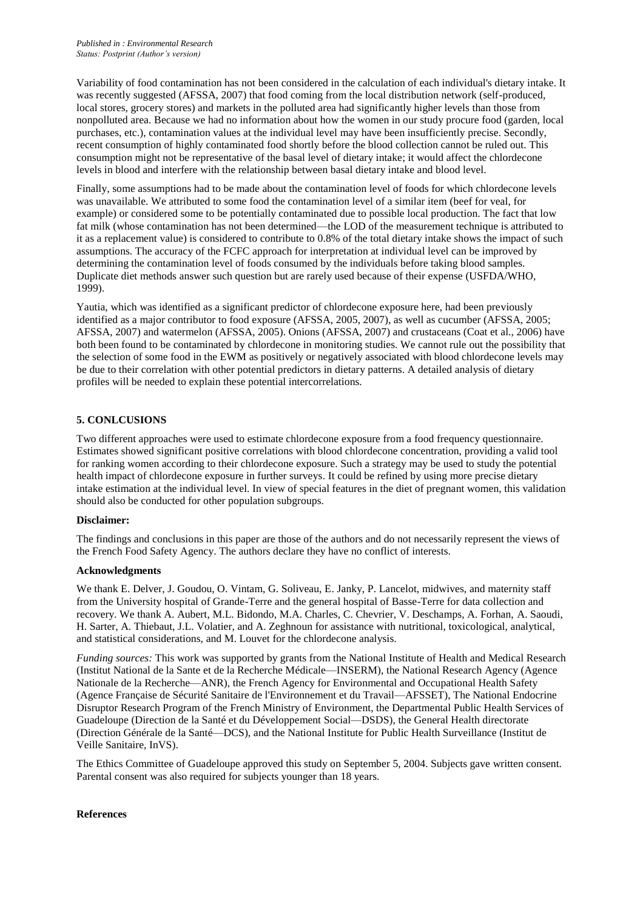Variability of food contamination has not been considered in the calculation of each individual's dietary intake. It was recently suggested (AFSSA, 2007) that food coming from the local distribution network (self-produced, local stores, grocery stores) and markets in the polluted area had significantly higher levels than those from nonpolluted area. Because we had no information about how the women in our study procure food (garden, local purchases, etc.), contamination values at the individual level may have been insufficiently precise. Secondly, recent consumption of highly contaminated food shortly before the blood collection cannot be ruled out. This consumption might not be representative of the basal level of dietary intake; it would affect the chlordecone levels in blood and interfere with the relationship between basal dietary intake and blood level.

Finally, some assumptions had to be made about the contamination level of foods for which chlordecone levels was unavailable. We attributed to some food the contamination level of a similar item (beef for veal, for example) or considered some to be potentially contaminated due to possible local production. The fact that low fat milk (whose contamination has not been determined—the LOD of the measurement technique is attributed to it as a replacement value) is considered to contribute to 0.8% of the total dietary intake shows the impact of such assumptions. The accuracy of the FCFC approach for interpretation at individual level can be improved by determining the contamination level of foods consumed by the individuals before taking blood samples. Duplicate diet methods answer such question but are rarely used because of their expense (USFDA/WHO, 1999).

Yautia, which was identified as a significant predictor of chlordecone exposure here, had been previously identified as a major contributor to food exposure (AFSSA, 2005, 2007), as well as cucumber (AFSSA, 2005; AFSSA, 2007) and watermelon (AFSSA, 2005). Onions (AFSSA, 2007) and crustaceans (Coat et al., 2006) have both been found to be contaminated by chlordecone in monitoring studies. We cannot rule out the possibility that the selection of some food in the EWM as positively or negatively associated with blood chlordecone levels may be due to their correlation with other potential predictors in dietary patterns. A detailed analysis of dietary profiles will be needed to explain these potential intercorrelations.

## 5. CONLCUSIONS

Two different approaches were used to estimate chlordecone exposure from a food frequency questionnaire. Estimates showed significant positive correlations with blood chlordecone concentration, providing a valid tool for ranking women according to their chlordecone exposure. Such a strategy may be used to study the potential health impact of chlordecone exposure in further surveys. It could be refined by using more precise dietary intake estimation at the individual level. In view of special features in the diet of pregnant women, this validation should also be conducted for other population subgroups.

**Disclaimer:**

The findings and conclusions in this paper are those of the authors and do not necessarily represent the views of the French Food Safety Agency. The authors declare they have no conflict of interests.

**Acknowledgments**

We thank E. Delver, J. Goudou, O. Vintam, G. Soliveau, E. Janky, P. Lancelot, midwives, and maternity staff from the University hospital of Grande-Terre and the general hospital of Basse-Terre for data collection and recovery. We thank A. Aubert, M.L. Bidondo, M.A. Charles, C. Chevrier, V. Deschamps, A. Forhan, A. Saoudi, H. Sarter, A. Thiebaut, J.L. Volatier, and A. Zeghnoun for assistance with nutritional, toxicological, analytical, and statistical considerations, and M. Louvet for the chlordecone analysis.

*Funding sources:* This work was supported by grants from the National Institute of Health and Medical Research (Institut National de la Sante et de la Recherche Médicale—INSERM), the National Research Agency (Agence Nationale de la Recherche—ANR), the French Agency for Environmental and Occupational Health Safety (Agence Française de Sécurité Sanitaire de l'Environnement et du Travail—AFSSET), The National Endocrine Disruptor Research Program of the French Ministry of Environment, the Departmental Public Health Services of Guadeloupe (Direction de la Santé et du Développement Social—DSDS), the General Health directorate (Direction Générale de la Santé—DCS), and the National Institute for Public Health Surveillance (Institut de Veille Sanitaire, InVS).

The Ethics Committee of Guadeloupe approved this study on September 5, 2004. Subjects gave written consent. Parental consent was also required for subjects younger than 18 years.

**References**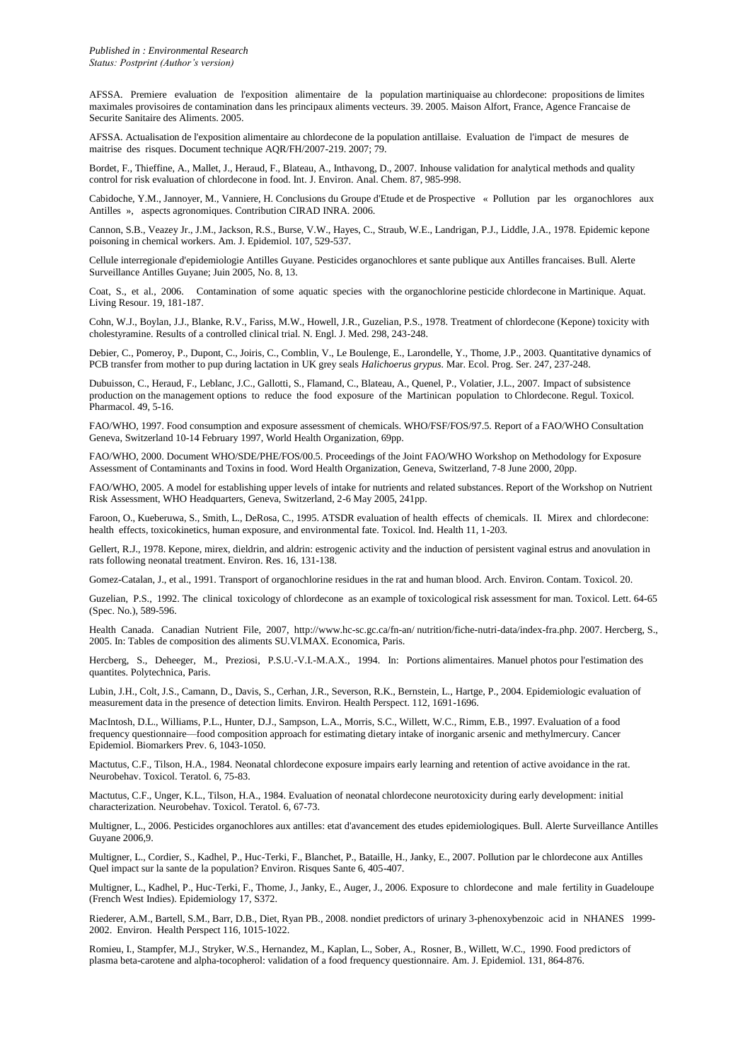AFSSA. Premiere evaluation de l'exposition alimentaire de la population martiniquaise au chlordecone: propositions de limites maximales provisoires de contamination dans les principaux aliments vecteurs. 39. 2005. Maison Alfort, France, Agence Francaise de Securite Sanitaire des Aliments. 2005.

AFSSA. Actualisation de l'exposition alimentaire au chlordecone de la population antillaise. Evaluation de l'impact de mesures de maitrise des risques. Document technique AQR/FH/2007-219. 2007; 79.

Bordet, F., Thieffine, A., Mallet, J., Heraud, F., Blateau, A., Inthavong, D., 2007. Inhouse validation for analytical methods and quality control for risk evaluation of chlordecone in food. Int. J. Environ. Anal. Chem. 87, 985-998.

Cabidoche, Y.M., Jannoyer, M., Vanniere, H. Conclusions du Groupe d'Etude et de Prospective « Pollution par les organochlores aux Antilles », aspects agronomiques. Contribution CIRAD INRA. 2006.

Cannon, S.B., Veazey Jr., J.M., Jackson, R.S., Burse, V.W., Hayes, C., Straub, W.E., Landrigan, P.J., Liddle, J.A., 1978. Epidemic kepone poisoning in chemical workers. Am. J. Epidemiol. 107, 529-537.

Cellule interregionale d'epidemiologie Antilles Guyane. Pesticides organochlores et sante publique aux Antilles francaises. Bull. Alerte Surveillance Antilles Guyane; Juin 2005, No. 8, 13.

Coat, S., et al., 2006. Contamination of some aquatic species with the organochlorine pesticide chlordecone in Martinique. Aquat. Living Resour. 19, 181-187.

Cohn, W.J., Boylan, J.J., Blanke, R.V., Fariss, M.W., Howell, J.R., Guzelian, P.S., 1978. Treatment of chlordecone (Kepone) toxicity with cholestyramine. Results of a controlled clinical trial. N. Engl. J. Med. 298, 243-248.

Debier, C., Pomeroy, P., Dupont, C., Joiris, C., Comblin, V., Le Boulenge, E., Larondelle, Y., Thome, J.P., 2003. Quantitative dynamics of PCB transfer from mother to pup during lactation in UK grey seals *Halichoerus grypus*. Mar. Ecol. Prog. Ser. 247, 237-248.

Dubuisson, C., Heraud, F., Leblanc, J.C., Gallotti, S., Flamand, C., Blateau, A., Quenel, P., Volatier, J.L., 2007. Impact of subsistence production on the management options to reduce the food exposure of the Martinican population to Chlordecone. Regul. Toxicol. Pharmacol. 49, 5-16.

FAO/WHO, 1997. Food consumption and exposure assessment of chemicals. WHO/FSF/FOS/97.5. Report of a FAO/WHO Consultation Geneva, Switzerland 10-14 February 1997, World Health Organization, 69pp.

FAO/WHO, 2000. Document WHO/SDE/PHE/FOS/00.5. Proceedings of the Joint FAO/WHO Workshop on Methodology for Exposure Assessment of Contaminants and Toxins in food. Word Health Organization, Geneva, Switzerland, 7-8 June 2000, 20pp.

FAO/WHO, 2005. A model for establishing upper levels of intake for nutrients and related substances. Report of the Workshop on Nutrient Risk Assessment, WHO Headquarters, Geneva, Switzerland, 2-6 May 2005, 241pp.

Faroon, O., Kueberuwa, S., Smith, L., DeRosa, C., 1995. ATSDR evaluation of health effects of chemicals. II. Mirex and chlordecone: health effects, toxicokinetics, human exposure, and environmental fate. Toxicol. Ind. Health 11, 1-203.

Gellert, R.J., 1978. Kepone, mirex, dieldrin, and aldrin: estrogenic activity and the induction of persistent vaginal estrus and anovulation in rats following neonatal treatment. Environ. Res. 16, 131-138.

Gomez-Catalan, J., et al., 1991. Transport of organochlorine residues in the rat and human blood. Arch. Environ. Contam. Toxicol. 20.

Guzelian, P.S., 1992. The clinical toxicology of chlordecone as an example of toxicological risk assessment for man. Toxicol. Lett. 64-65 (Spec. No.), 589-596.

Health Canada. Canadian Nutrient File, 2007, http://www.hc-sc.gc.ca/fn-an/ nutrition/fiche-nutri-data/index-fra.php. 2007. Hercberg, S., 2005. In: Tables de composition des aliments SU.VI.MAX. Economica, Paris.

Hercberg, S., Deheeger, M., Preziosi, P.S.U.-V.I.-M.A.X., 1994. In: Portions alimentaires. Manuel photos pour l'estimation des quantites. Polytechnica, Paris.

Lubin, J.H., Colt, J.S., Camann, D., Davis, S., Cerhan, J.R., Severson, R.K., Bernstein, L., Hartge, P., 2004. Epidemiologic evaluation of measurement data in the presence of detection limits. Environ. Health Perspect. 112, 1691-1696.

MacIntosh, D.L., Williams, P.L., Hunter, D.J., Sampson, L.A., Morris, S.C., Willett, W.C., Rimm, E.B., 1997. Evaluation of a food frequency questionnaire—food composition approach for estimating dietary intake of inorganic arsenic and methylmercury. Cancer Epidemiol. Biomarkers Prev. 6, 1043-1050.

Mactutus, C.F., Tilson, H.A., 1984. Neonatal chlordecone exposure impairs early learning and retention of active avoidance in the rat. Neurobehav. Toxicol. Teratol. 6, 75-83.

Mactutus, C.F., Unger, K.L., Tilson, H.A., 1984. Evaluation of neonatal chlordecone neurotoxicity during early development: initial characterization. Neurobehav. Toxicol. Teratol. 6, 67-73.

Multigner, L., 2006. Pesticides organochlores aux antilles: etat d'avancement des etudes epidemiologiques. Bull. Alerte Surveillance Antilles Guyane 2006,9.

Multigner, L., Cordier, S., Kadhel, P., Huc-Terki, F., Blanchet, P., Bataille, H., Janky, E., 2007. Pollution par le chlordecone aux Antilles Quel impact sur la sante de la population? Environ. Risques Sante 6, 405-407.

Multigner, L., Kadhel, P., Huc-Terki, F., Thome, J., Janky, E., Auger, J., 2006. Exposure to chlordecone and male fertility in Guadeloupe (French West Indies). Epidemiology 17, S372.

Riederer, A.M., Bartell, S.M., Barr, D.B., Diet, Ryan PB., 2008. nondiet predictors of urinary 3-phenoxybenzoic acid in NHANES 1999-2002. Environ. Health Perspect 116, 1015-1022.

Romieu, I., Stampfer, M.J., Stryker, W.S., Hernandez, M., Kaplan, L., Sober, A., Rosner, B., Willett, W.C., 1990. Food predictors of plasma beta-carotene and alpha-tocopherol: validation of a food frequency questionnaire. Am. J. Epidemiol. 131, 864-876.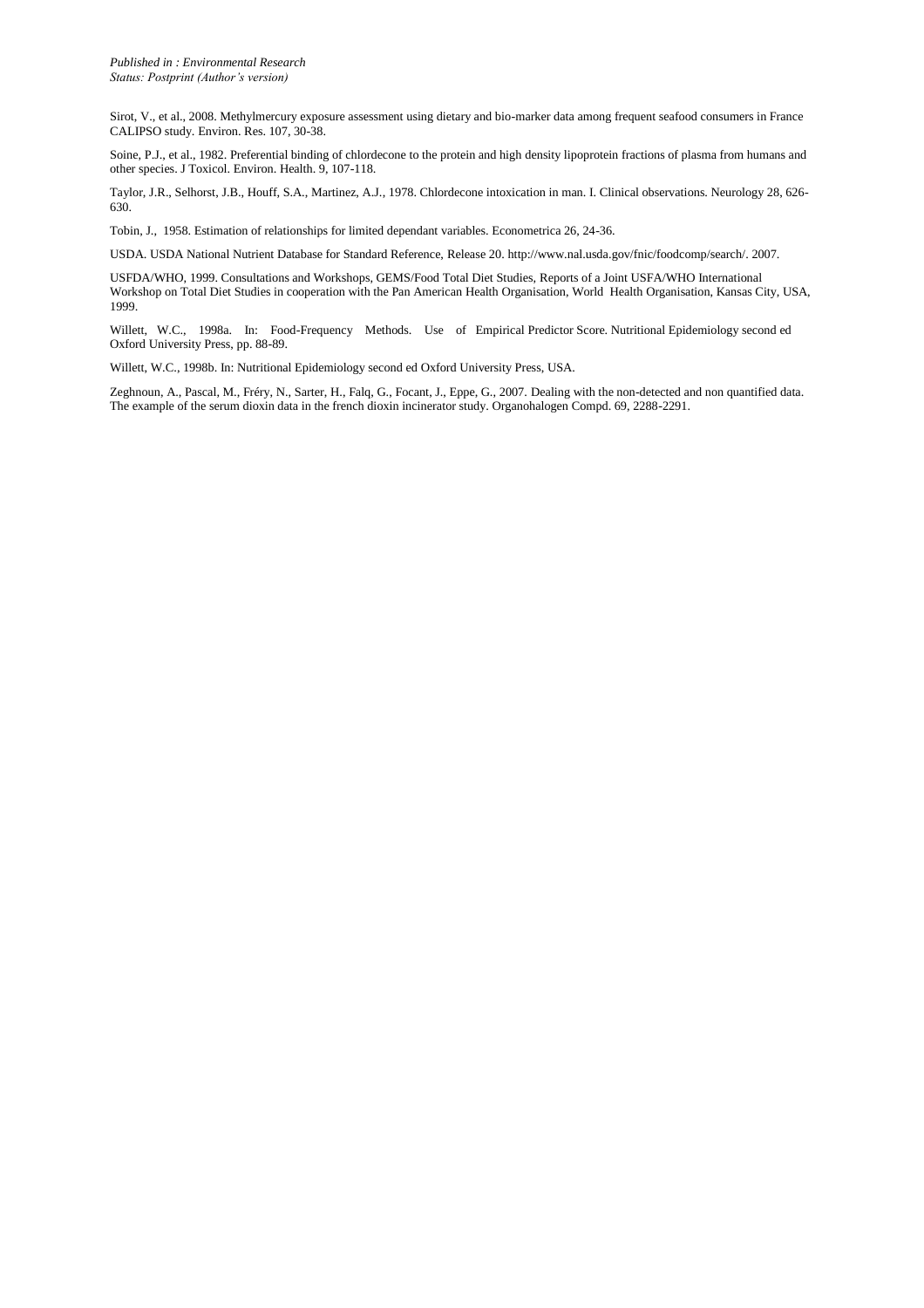Sirot, V., et al., 2008. Methylmercury exposure assessment using dietary and bio-marker data among frequent seafood consumers in France CALIPSO study. Environ. Res. 107, 30-38.

Soine, P.J., et al., 1982. Preferential binding of chlordecone to the protein and high density lipoprotein fractions of plasma from humans and other species. J Toxicol. Environ. Health. 9, 107-118.

Taylor, J.R., Selhorst, J.B., Houff, S.A., Martinez, A.J., 1978. Chlordecone intoxication in man. I. Clinical observations. Neurology 28, 626-630.

Tobin, J., 1958. Estimation of relationships for limited dependant variables. Econometrica 26, 24-36.

USDA. USDA National Nutrient Database for Standard Reference, Release 20. http://www.nal.usda.gov/fnic/foodcomp/search/. 2007.

USFDA/WHO, 1999. Consultations and Workshops, GEMS/Food Total Diet Studies, Reports of a Joint USFA/WHO International Workshop on Total Diet Studies in cooperation with the Pan American Health Organisation, World Health Organisation, Kansas City, USA, 1999.

Willett, W.C., 1998a. In: Food-Frequency Methods. Use of Empirical Predictor Score. Nutritional Epidemiology second ed Oxford University Press, pp. 88-89.

Willett, W.C., 1998b. In: Nutritional Epidemiology second ed Oxford University Press, USA.

Zeghnoun, A., Pascal, M., Fréry, N., Sarter, H., Falq, G., Focant, J., Eppe, G., 2007. Dealing with the non-detected and non quantified data. The example of the serum dioxin data in the french dioxin incinerator study. Organohalogen Compd. 69, 2288-2291.